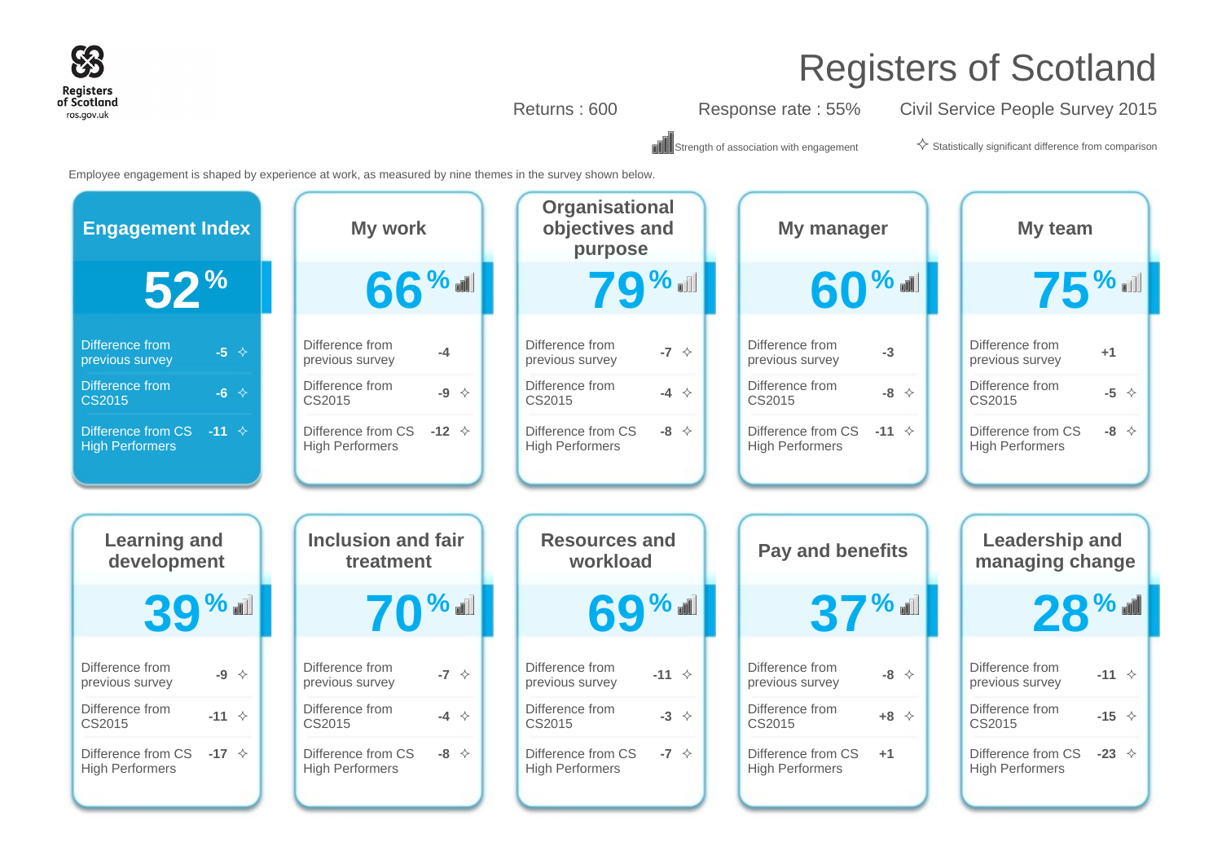# Registers of Scotland

Registers of Scotland
ros.gov.uk

Returns : 600 | Response rate : 55% | Civil Service People Survey 2015

Strength of association with engagement | ✧ Statistically significant difference from comparison

Employee engagement is shaped by experience at work, as measured by nine themes in the survey shown below.

| Theme | Score | Difference from previous survey | Difference from CS2015 | Difference from CS High Performers |
|---|---|---|---|---|
| Engagement Index | 52% | -5 ✧ | -6 ✧ | -11 ✧ |
| My work | 66% | -4 | -9 ✧ | -12 ✧ |
| Organisational objectives and purpose | 79% | -7 ✧ | -4 ✧ | -8 ✧ |
| My manager | 60% | -3 | -8 ✧ | -11 ✧ |
| My team | 75% | +1 | -5 ✧ | -8 ✧ |
| Learning and development | 39% | -9 ✧ | -11 ✧ | -17 ✧ |
| Inclusion and fair treatment | 70% | -7 ✧ | -4 ✧ | -8 ✧ |
| Resources and workload | 69% | -11 ✧ | -3 ✧ | -7 ✧ |
| Pay and benefits | 37% | -8 ✧ | +8 ✧ | +1 |
| Leadership and managing change | 28% | -11 ✧ | -15 ✧ | -23 ✧ |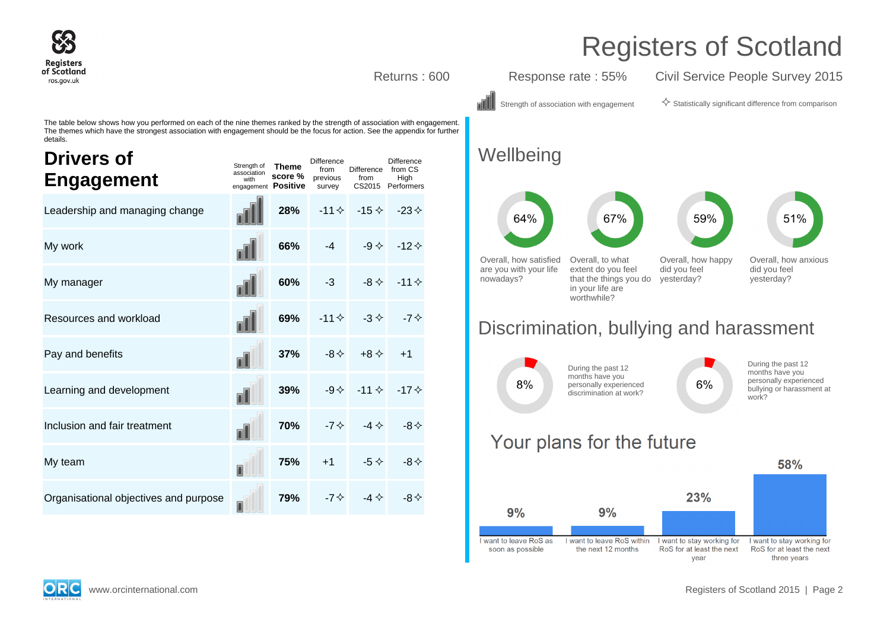# Registers of Scotland

Returns : 600 | Response rate : 55% | Civil Service People Survey 2015

Strength of association with engagement | ✧ Statistically significant difference from comparison

The table below shows how you performed on each of the nine themes ranked by the strength of association with engagement. The themes which have the strongest association with engagement should be the focus for action. See the appendix for further details.

## Drivers of Engagement

| | Strength of association with engagement | Theme score % Positive | Difference from previous survey | Difference from CS2015 | Difference from CS High Performers |
|---|---|---|---|---|---|
| Leadership and managing change | | 28% | -11✧ | -15✧ | -23✧ |
| My work | | 66% | -4 | -9✧ | -12✧ |
| My manager | | 60% | -3 | -8✧ | -11✧ |
| Resources and workload | | 69% | -11✧ | -3✧ | -7✧ |
| Pay and benefits | | 37% | -8✧ | +8✧ | +1 |
| Learning and development | | 39% | -9✧ | -11✧ | -17✧ |
| Inclusion and fair treatment | | 70% | -7✧ | -4✧ | -8✧ |
| My team | | 75% | +1 | -5✧ | -8✧ |
| Organisational objectives and purpose | | 79% | -7✧ | -4✧ | -8✧ |

## Wellbeing

| Question | % |
|---|---|
| Overall, how satisfied are you with your life nowadays? | 64% |
| Overall, to what extent do you feel that the things you do in your life are worthwhile? | 67% |
| Overall, how happy did you feel yesterday? | 59% |
| Overall, how anxious did you feel yesterday? | 51% |

## Discrimination, bullying and harassment

| Question | % |
|---|---|
| During the past 12 months have you personally experienced discrimination at work? | 8% |
| During the past 12 months have you personally experienced bullying or harassment at work? | 6% |

## Your plans for the future

| Plan | % |
|---|---|
| I want to leave RoS as soon as possible | 9% |
| I want to leave RoS within the next 12 months | 9% |
| I want to stay working for RoS for at least the next year | 23% |
| I want to stay working for RoS for at least the next three years | 58% |

www.orcinternational.com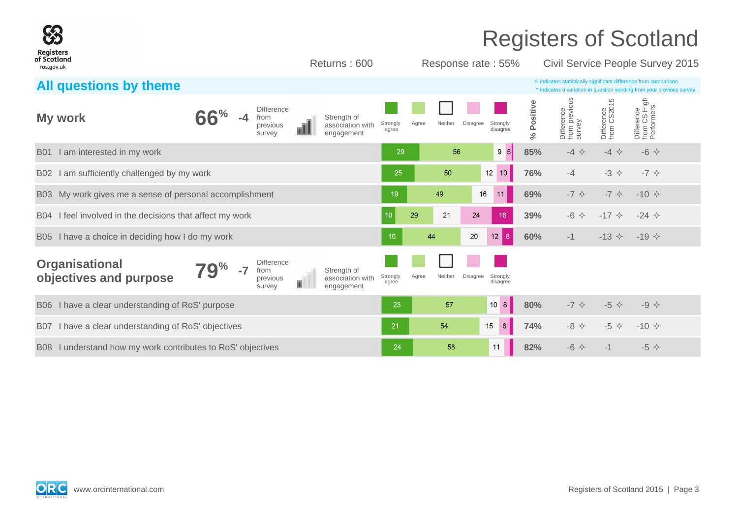# Registers of Scotland

Returns : 600 | Response rate : 55% | Civil Service People Survey 2015

## All questions by theme

✧ indicates statistically significant difference from comparison
^ indicates a variation in question wording from your previous survey

### My work

**66%** -4 Difference from previous survey | Strength of association with engagement

| Question | Strongly agree | Agree | Neither | Disagree | Strongly disagree | % Positive | Difference from previous survey | Difference from CS2015 | Difference from CS High Performers |
|---|---|---|---|---|---|---|---|---|---|
| B01 I am interested in my work | 29 | 56 | 9 | 5 | | 85% | -4 ✧ | -4 ✧ | -6 ✧ |
| B02 I am sufficiently challenged by my work | 25 | 50 | 12 | 10 | | 76% | -4 | -3 ✧ | -7 ✧ |
| B03 My work gives me a sense of personal accomplishment | 19 | 49 | 16 | 11 | | 69% | -7 ✧ | -7 ✧ | -10 ✧ |
| B04 I feel involved in the decisions that affect my work | 10 | 29 | 21 | 24 | 16 | 39% | -6 ✧ | -17 ✧ | -24 ✧ |
| B05 I have a choice in deciding how I do my work | 16 | 44 | 20 | 12 | 8 | 60% | -1 | -13 ✧ | -19 ✧ |

### Organisational objectives and purpose

**79%** -7 Difference from previous survey | Strength of association with engagement

| Question | Strongly agree | Agree | Neither | Disagree | Strongly disagree | % Positive | Difference from previous survey | Difference from CS2015 | Difference from CS High Performers |
|---|---|---|---|---|---|---|---|---|---|
| B06 I have a clear understanding of RoS' purpose | 23 | 57 | 10 | 8 | | 80% | -7 ✧ | -5 ✧ | -9 ✧ |
| B07 I have a clear understanding of RoS' objectives | 21 | 54 | 15 | 8 | | 74% | -8 ✧ | -5 ✧ | -10 ✧ |
| B08 I understand how my work contributes to RoS' objectives | 24 | 58 | 11 | | | 82% | -6 ✧ | -1 | -5 ✧ |

www.orcinternational.com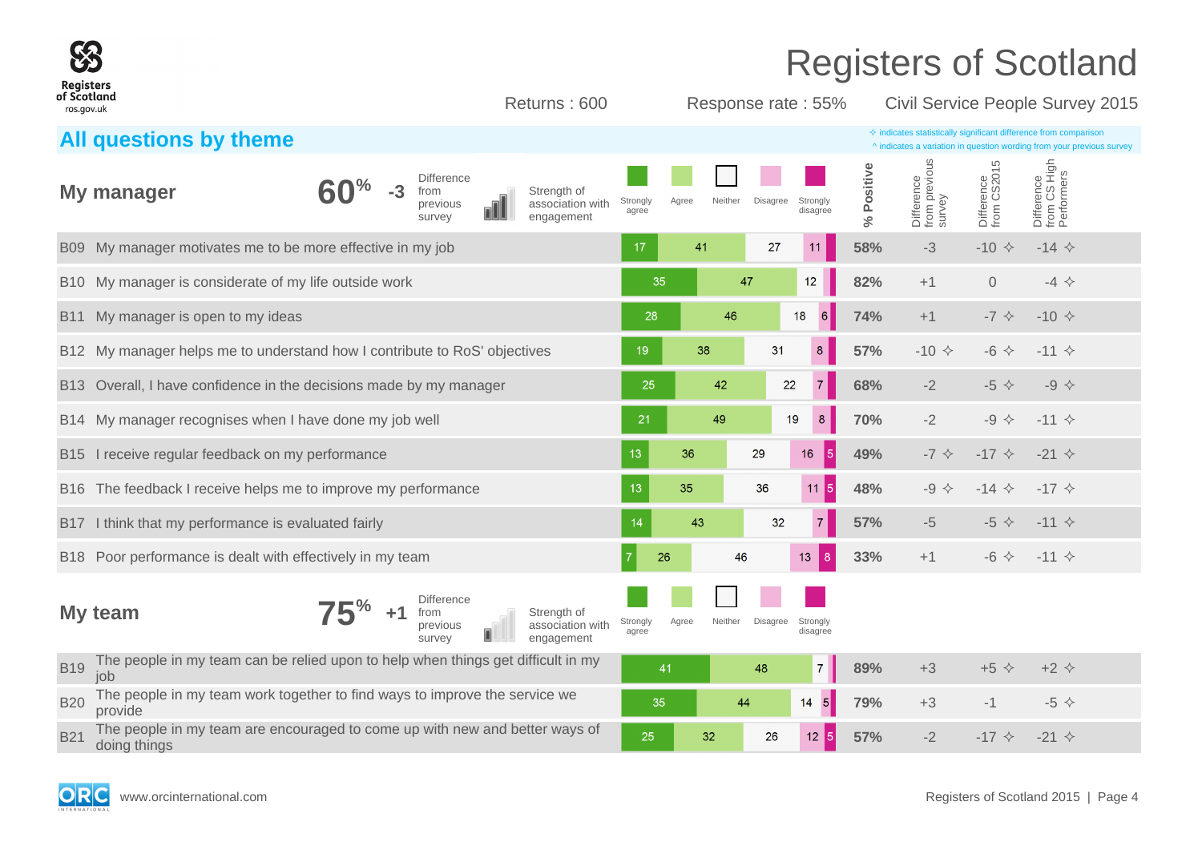# Registers of Scotland

Returns : 600 | Response rate : 55% | Civil Service People Survey 2015

## All questions by theme

✧ indicates statistically significant difference from comparison
^ indicates a variation in question wording from your previous survey

### My manager

**60%** | **-3** Difference from previous survey | Strength of association with engagement

| Question | Strongly agree | Agree | Neither | Disagree | Strongly disagree | % Positive | Difference from previous survey | Difference from CS2015 | Difference from CS High Performers |
|---|---|---|---|---|---|---|---|---|---|
| B09 My manager motivates me to be more effective in my job | 17 | 41 | 27 | 11 | | 58% | -3 | -10 ✧ | -14 ✧ |
| B10 My manager is considerate of my life outside work | 35 | 47 | 12 | | | 82% | +1 | 0 | -4 ✧ |
| B11 My manager is open to my ideas | 28 | 46 | 18 | 6 | | 74% | +1 | -7 ✧ | -10 ✧ |
| B12 My manager helps me to understand how I contribute to RoS' objectives | 19 | 38 | 31 | 8 | | 57% | -10 ✧ | -6 ✧ | -11 ✧ |
| B13 Overall, I have confidence in the decisions made by my manager | 25 | 42 | 22 | 7 | | 68% | -2 | -5 ✧ | -9 ✧ |
| B14 My manager recognises when I have done my job well | 21 | 49 | 19 | 8 | | 70% | -2 | -9 ✧ | -11 ✧ |
| B15 I receive regular feedback on my performance | 13 | 36 | 29 | 16 | 5 | 49% | -7 ✧ | -17 ✧ | -21 ✧ |
| B16 The feedback I receive helps me to improve my performance | 13 | 35 | 36 | 11 | 5 | 48% | -9 ✧ | -14 ✧ | -17 ✧ |
| B17 I think that my performance is evaluated fairly | 14 | 43 | 32 | 7 | | 57% | -5 | -5 ✧ | -11 ✧ |
| B18 Poor performance is dealt with effectively in my team | 7 | 26 | 46 | 13 | 8 | 33% | +1 | -6 ✧ | -11 ✧ |

### My team

**75%** | **+1** Difference from previous survey | Strength of association with engagement

| Question | Strongly agree | Agree | Neither | Disagree | Strongly disagree | % Positive | Difference from previous survey | Difference from CS2015 | Difference from CS High Performers |
|---|---|---|---|---|---|---|---|---|---|
| B19 The people in my team can be relied upon to help when things get difficult in my job | 41 | 48 | 7 | | | 89% | +3 | +5 ✧ | +2 ✧ |
| B20 The people in my team work together to find ways to improve the service we provide | 35 | 44 | 14 | 5 | | 79% | +3 | -1 | -5 ✧ |
| B21 The people in my team are encouraged to come up with new and better ways of doing things | 25 | 32 | 26 | 12 | 5 | 57% | -2 | -17 ✧ | -21 ✧ |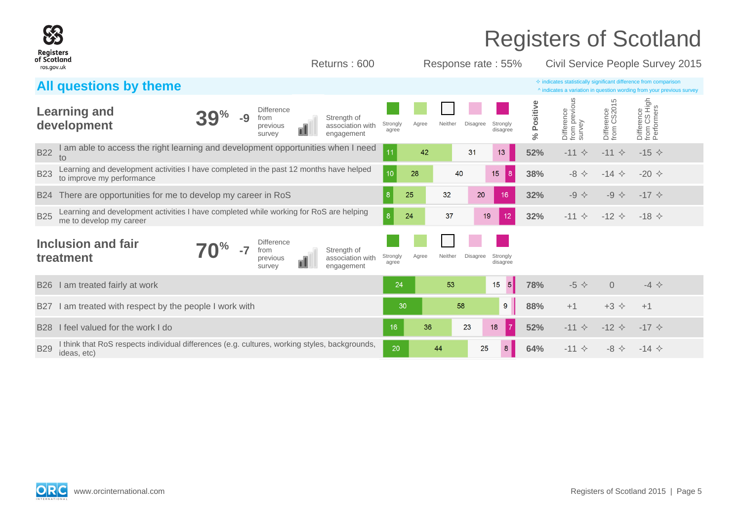# Registers of Scotland

Returns : 600 | Response rate : 55% | Civil Service People Survey 2015

## All questions by theme

✧ indicates statistically significant difference from comparison
^ indicates a variation in question wording from your previous survey

### Learning and development

**39%** | **-9** Difference from previous survey | Strength of association with engagement

| | Question | Strongly agree | Agree | Neither | Disagree | Strongly disagree | % Positive | Difference from previous survey | Difference from CS2015 | Difference from CS High Performers |
|---|---|---|---|---|---|---|---|---|---|---|
| B22 | I am able to access the right learning and development opportunities when I need to | 11 | 42 | 31 | 13 | | 52% | -11 ✧ | -11 ✧ | -15 ✧ |
| B23 | Learning and development activities I have completed in the past 12 months have helped to improve my performance | 10 | 28 | 40 | 15 | 8 | 38% | -8 ✧ | -14 ✧ | -20 ✧ |
| B24 | There are opportunities for me to develop my career in RoS | 8 | 25 | 32 | 20 | 16 | 32% | -9 ✧ | -9 ✧ | -17 ✧ |
| B25 | Learning and development activities I have completed while working for RoS are helping me to develop my career | 8 | 24 | 37 | 19 | 12 | 32% | -11 ✧ | -12 ✧ | -18 ✧ |

### Inclusion and fair treatment

**70%** | **-7** Difference from previous survey | Strength of association with engagement

| | Question | Strongly agree | Agree | Neither | Disagree | Strongly disagree | % Positive | Difference from previous survey | Difference from CS2015 | Difference from CS High Performers |
|---|---|---|---|---|---|---|---|---|---|---|
| B26 | I am treated fairly at work | 24 | 53 | 15 | 5 | | 78% | -5 ✧ | 0 | -4 ✧ |
| B27 | I am treated with respect by the people I work with | 30 | 58 | 9 | | | 88% | +1 | +3 ✧ | +1 |
| B28 | I feel valued for the work I do | 16 | 36 | 23 | 18 | 7 | 52% | -11 ✧ | -12 ✧ | -17 ✧ |
| B29 | I think that RoS respects individual differences (e.g. cultures, working styles, backgrounds, ideas, etc) | 20 | 44 | 25 | 8 | | 64% | -11 ✧ | -8 ✧ | -14 ✧ |

www.orcinternational.com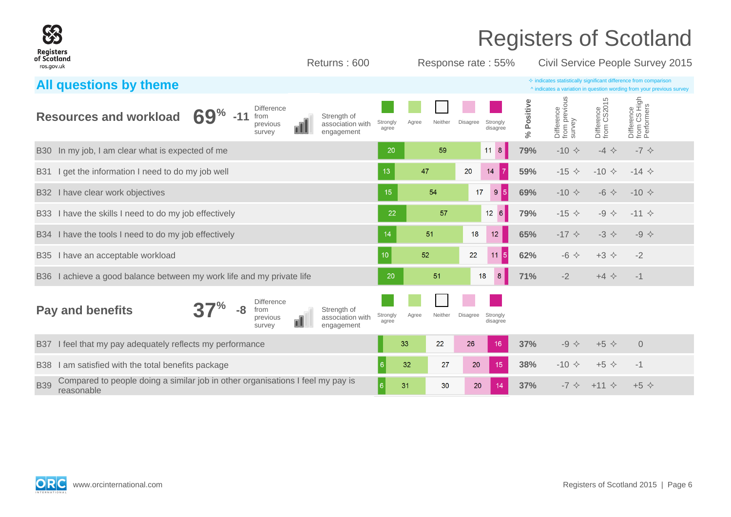# Registers of Scotland

Returns : 600 | Response rate : 55% | Civil Service People Survey 2015

## All questions by theme

✧ indicates statistically significant difference from comparison
^ indicates a variation in question wording from your previous survey

### Resources and workload — 69% (-11 Difference from previous survey)

Strength of association with engagement

| Question | Strongly agree | Agree | Neither | Disagree | Strongly disagree | % Positive | Difference from previous survey | Difference from CS2015 | Difference from CS High Performers |
|---|---|---|---|---|---|---|---|---|---|
| B30 In my job, I am clear what is expected of me | 20 | 59 | 11 | 8 | | 79% | -10 ✧ | -4 ✧ | -7 ✧ |
| B31 I get the information I need to do my job well | 13 | 47 | 20 | 14 | 7 | 59% | -15 ✧ | -10 ✧ | -14 ✧ |
| B32 I have clear work objectives | 15 | 54 | 17 | 9 | 5 | 69% | -10 ✧ | -6 ✧ | -10 ✧ |
| B33 I have the skills I need to do my job effectively | 22 | 57 | 12 | 6 | | 79% | -15 ✧ | -9 ✧ | -11 ✧ |
| B34 I have the tools I need to do my job effectively | 14 | 51 | 18 | 12 | | 65% | -17 ✧ | -3 ✧ | -9 ✧ |
| B35 I have an acceptable workload | 10 | 52 | 22 | 11 | 5 | 62% | -6 ✧ | +3 ✧ | -2 |
| B36 I achieve a good balance between my work life and my private life | 20 | 51 | 18 | 8 | | 71% | -2 | +4 ✧ | -1 |

### Pay and benefits — 37% (-8 Difference from previous survey)

Strength of association with engagement

| Question | Strongly agree | Agree | Neither | Disagree | Strongly disagree | % Positive | Difference from previous survey | Difference from CS2015 | Difference from CS High Performers |
|---|---|---|---|---|---|---|---|---|---|
| B37 I feel that my pay adequately reflects my performance | | 33 | 22 | 26 | 16 | 37% | -9 ✧ | +5 ✧ | 0 |
| B38 I am satisfied with the total benefits package | 6 | 32 | 27 | 20 | 15 | 38% | -10 ✧ | +5 ✧ | -1 |
| B39 Compared to people doing a similar job in other organisations I feel my pay is reasonable | 6 | 31 | 30 | 20 | 14 | 37% | -7 ✧ | +11 ✧ | +5 ✧ |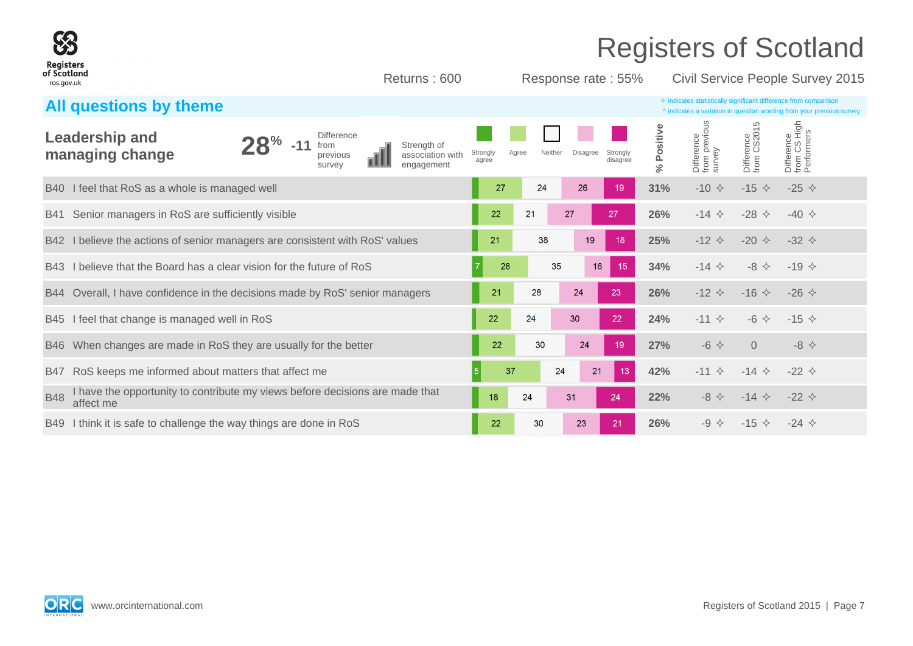# Registers of Scotland

Returns : 600 | Response rate : 55% | Civil Service People Survey 2015

## All questions by theme

✧ indicates statistically significant difference from comparison
^ indicates a variation in question wording from your previous survey

### Leadership and managing change

**28%** **-11** Difference from previous survey | Strength of association with engagement

| | Question | Strongly agree | Agree | Neither | Disagree | Strongly disagree | % Positive | Difference from previous survey | Difference from CS2015 | Difference from CS High Performers |
|---|---|---|---|---|---|---|---|---|---|---|
| B40 | I feel that RoS as a whole is managed well | | 27 | 24 | 26 | 19 | 31% | -10 ✧ | -15 ✧ | -25 ✧ |
| B41 | Senior managers in RoS are sufficiently visible | | 22 | 21 | 27 | 27 | 26% | -14 ✧ | -28 ✧ | -40 ✧ |
| B42 | I believe the actions of senior managers are consistent with RoS' values | | 21 | 38 | 19 | 18 | 25% | -12 ✧ | -20 ✧ | -32 ✧ |
| B43 | I believe that the Board has a clear vision for the future of RoS | 7 | 28 | 35 | 16 | 15 | 34% | -14 ✧ | -8 ✧ | -19 ✧ |
| B44 | Overall, I have confidence in the decisions made by RoS' senior managers | | 21 | 28 | 24 | 23 | 26% | -12 ✧ | -16 ✧ | -26 ✧ |
| B45 | I feel that change is managed well in RoS | | 22 | 24 | 30 | 22 | 24% | -11 ✧ | -6 ✧ | -15 ✧ |
| B46 | When changes are made in RoS they are usually for the better | | 22 | 30 | 24 | 19 | 27% | -6 ✧ | 0 | -8 ✧ |
| B47 | RoS keeps me informed about matters that affect me | 5 | 37 | 24 | 21 | 13 | 42% | -11 ✧ | -14 ✧ | -22 ✧ |
| B48 | I have the opportunity to contribute my views before decisions are made that affect me | | 18 | 24 | 31 | 24 | 22% | -8 ✧ | -14 ✧ | -22 ✧ |
| B49 | I think it is safe to challenge the way things are done in RoS | | 22 | 30 | 23 | 21 | 26% | -9 ✧ | -15 ✧ | -24 ✧ |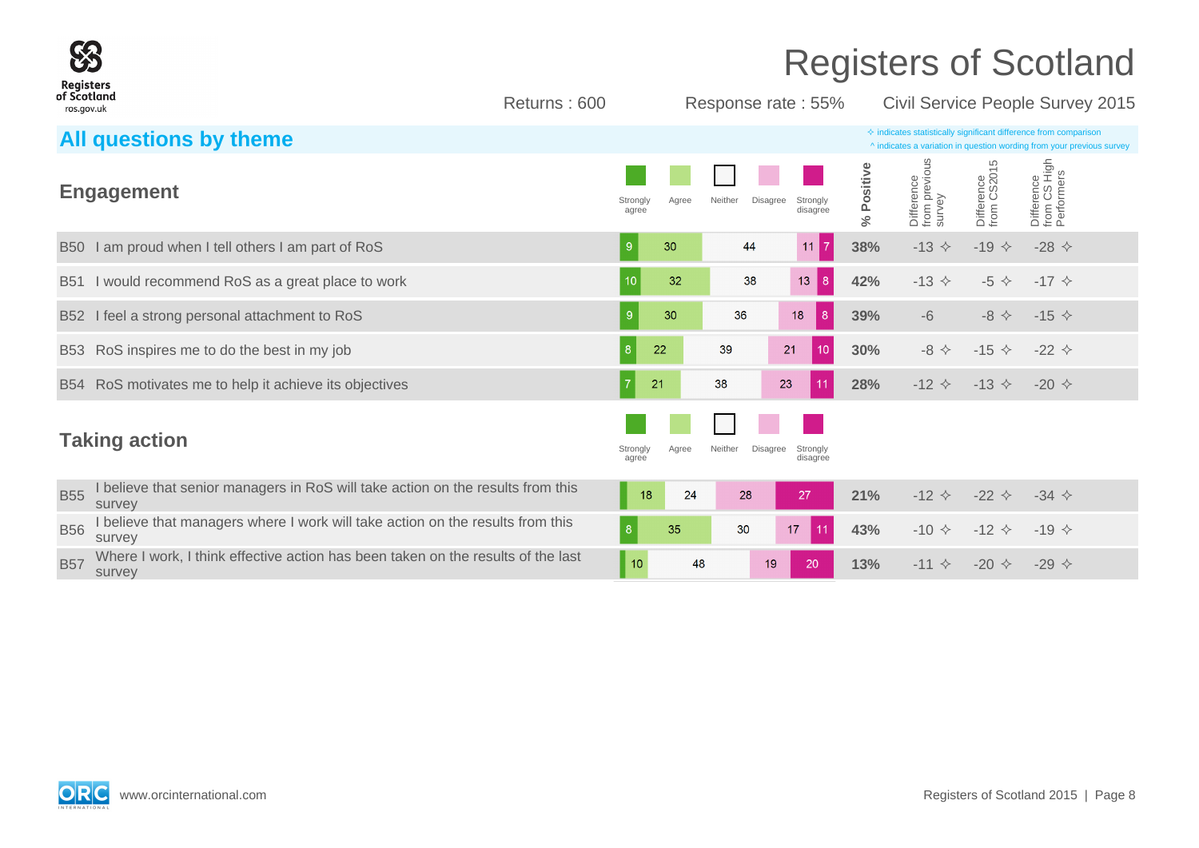# Registers of Scotland

Returns : 600 | Response rate : 55% | Civil Service People Survey 2015

## All questions by theme

✧ indicates statistically significant difference from comparison
^ indicates a variation in question wording from your previous survey

### Engagement

| | Question | Strongly agree | Agree | Neither | Disagree | Strongly disagree | % Positive | Difference from previous survey | Difference from CS2015 | Difference from CS High Performers |
|---|---|---|---|---|---|---|---|---|---|---|
| B50 | I am proud when I tell others I am part of RoS | 9 | 30 | 44 | 11 | 7 | 38% | -13 ✧ | -19 ✧ | -28 ✧ |
| B51 | I would recommend RoS as a great place to work | 10 | 32 | 38 | 13 | 8 | 42% | -13 ✧ | -5 ✧ | -17 ✧ |
| B52 | I feel a strong personal attachment to RoS | 9 | 30 | 36 | 18 | 8 | 39% | -6 | -8 ✧ | -15 ✧ |
| B53 | RoS inspires me to do the best in my job | 8 | 22 | 39 | 21 | 10 | 30% | -8 ✧ | -15 ✧ | -22 ✧ |
| B54 | RoS motivates me to help it achieve its objectives | 7 | 21 | 38 | 23 | 11 | 28% | -12 ✧ | -13 ✧ | -20 ✧ |

### Taking action

| | Question | Strongly agree | Agree | Neither | Disagree | Strongly disagree | % Positive | Difference from previous survey | Difference from CS2015 | Difference from CS High Performers |
|---|---|---|---|---|---|---|---|---|---|---|
| B55 | I believe that senior managers in RoS will take action on the results from this survey | | 18 | 24 | 28 | 27 | 21% | -12 ✧ | -22 ✧ | -34 ✧ |
| B56 | I believe that managers where I work will take action on the results from this survey | 8 | 35 | 30 | 17 | 11 | 43% | -10 ✧ | -12 ✧ | -19 ✧ |
| B57 | Where I work, I think effective action has been taken on the results of the last survey | | 10 | 48 | 19 | 20 | 13% | -11 ✧ | -20 ✧ | -29 ✧ |

www.orcinternational.com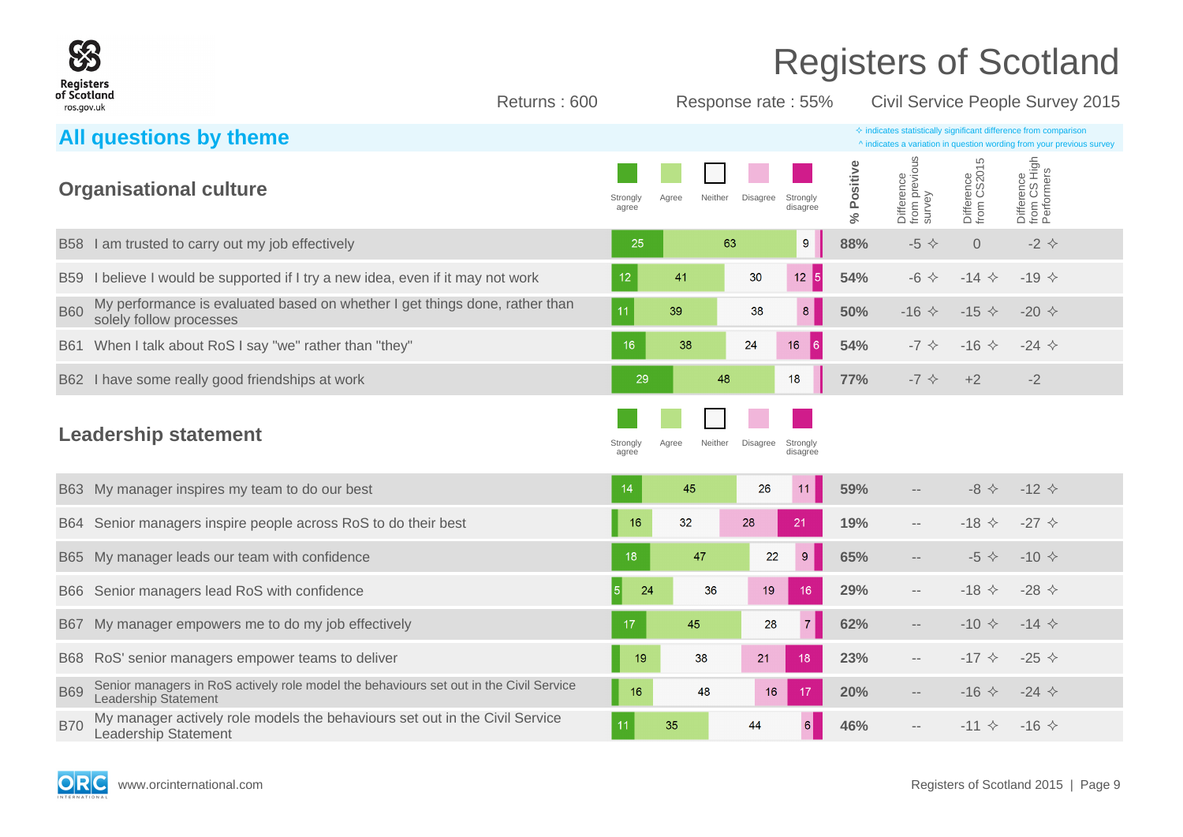# Registers of Scotland

Returns : 600 | Response rate : 55% | Civil Service People Survey 2015

## All questions by theme

✧ indicates statistically significant difference from comparison
^ indicates a variation in question wording from your previous survey

### Organisational culture

| | Question | Strongly agree | Agree | Neither | Disagree | Strongly disagree | % Positive | Difference from previous survey | Difference from CS2015 | Difference from CS High Performers |
|---|---|---|---|---|---|---|---|---|---|---|
| B58 | I am trusted to carry out my job effectively | 25 | 63 | 9 | | | 88% | -5 ✧ | 0 | -2 ✧ |
| B59 | I believe I would be supported if I try a new idea, even if it may not work | 12 | 41 | 30 | 12 | 5 | 54% | -6 ✧ | -14 ✧ | -19 ✧ |
| B60 | My performance is evaluated based on whether I get things done, rather than solely follow processes | 11 | 39 | 38 | 8 | | 50% | -16 ✧ | -15 ✧ | -20 ✧ |
| B61 | When I talk about RoS I say "we" rather than "they" | 16 | 38 | 24 | 16 | 6 | 54% | -7 ✧ | -16 ✧ | -24 ✧ |
| B62 | I have some really good friendships at work | 29 | 48 | 18 | | | 77% | -7 ✧ | +2 | -2 |

### Leadership statement

| | Question | Strongly agree | Agree | Neither | Disagree | Strongly disagree | % Positive | Difference from previous survey | Difference from CS2015 | Difference from CS High Performers |
|---|---|---|---|---|---|---|---|---|---|---|
| B63 | My manager inspires my team to do our best | 14 | 45 | 26 | 11 | | 59% | -- | -8 ✧ | -12 ✧ |
| B64 | Senior managers inspire people across RoS to do their best | | 16 | 32 | 28 | 21 | 19% | -- | -18 ✧ | -27 ✧ |
| B65 | My manager leads our team with confidence | 18 | 47 | 22 | 9 | | 65% | -- | -5 ✧ | -10 ✧ |
| B66 | Senior managers lead RoS with confidence | 5 | 24 | 36 | 19 | 16 | 29% | -- | -18 ✧ | -28 ✧ |
| B67 | My manager empowers me to do my job effectively | 17 | 45 | 28 | 7 | | 62% | -- | -10 ✧ | -14 ✧ |
| B68 | RoS' senior managers empower teams to deliver | | 19 | 38 | 21 | 18 | 23% | -- | -17 ✧ | -25 ✧ |
| B69 | Senior managers in RoS actively role model the behaviours set out in the Civil Service Leadership Statement | | 16 | 48 | 16 | 17 | 20% | -- | -16 ✧ | -24 ✧ |
| B70 | My manager actively role models the behaviours set out in the Civil Service Leadership Statement | 11 | 35 | 44 | 6 | | 46% | -- | -11 ✧ | -16 ✧ |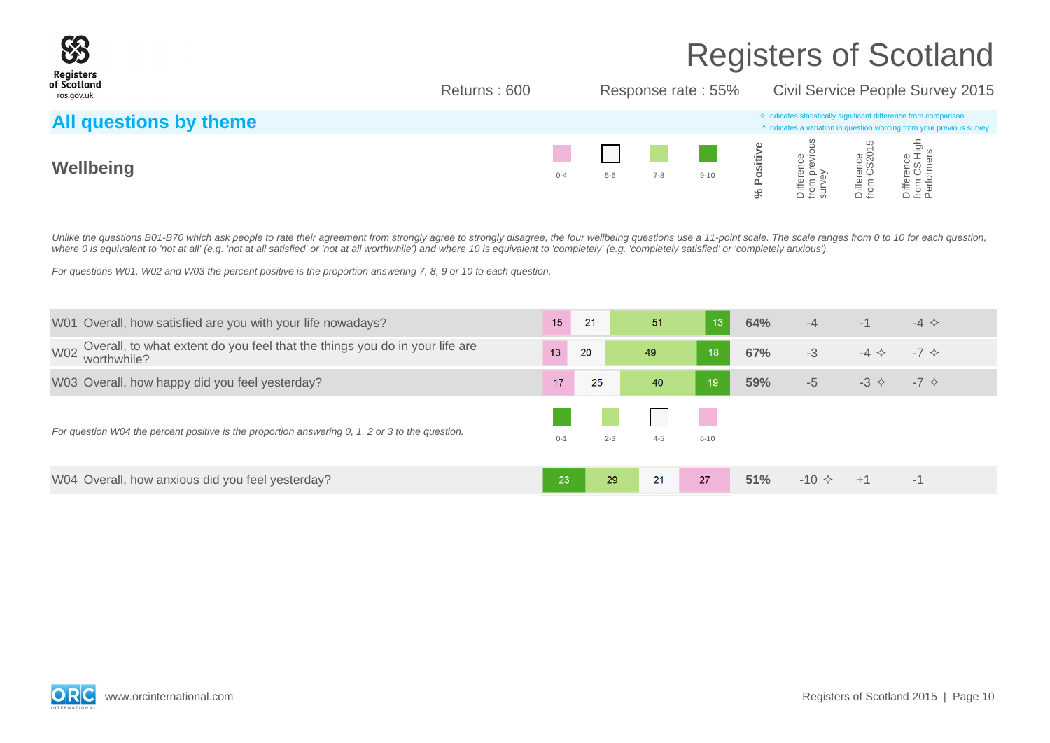# Registers of Scotland

Returns : 600 Response rate : 55% Civil Service People Survey 2015

## All questions by theme

✧ indicates statistically significant difference from comparison
^ indicates a variation in question wording from your previous survey

### Wellbeing

*Unlike the questions B01-B70 which ask people to rate their agreement from strongly agree to strongly disagree, the four wellbeing questions use a 11-point scale. The scale ranges from 0 to 10 for each question, where 0 is equivalent to 'not at all' (e.g. 'not at all satisfied' or 'not at all worthwhile') and where 10 is equivalent to 'completely' (e.g. 'completely satisfied' or 'completely anxious').*

*For questions W01, W02 and W03 the percent positive is the proportion answering 7, 8, 9 or 10 to each question.*

| Question | 0-4 | 5-6 | 7-8 | 9-10 | % Positive | Difference from previous survey | Difference from CS2015 | Difference from CS High Performers |
|---|---|---|---|---|---|---|---|---|
| W01 Overall, how satisfied are you with your life nowadays? | 15 | 21 | 51 | 13 | 64% | -4 | -1 | -4 ✧ |
| W02 Overall, to what extent do you feel that the things you do in your life are worthwhile? | 13 | 20 | 49 | 18 | 67% | -3 | -4 ✧ | -7 ✧ |
| W03 Overall, how happy did you feel yesterday? | 17 | 25 | 40 | 19 | 59% | -5 | -3 ✧ | -7 ✧ |

*For question W04 the percent positive is the proportion answering 0, 1, 2 or 3 to the question.*

| Question | 0-1 | 2-3 | 4-5 | 6-10 | % Positive | Difference from previous survey | Difference from CS2015 | Difference from CS High Performers |
|---|---|---|---|---|---|---|---|---|
| W04 Overall, how anxious did you feel yesterday? | 23 | 29 | 21 | 27 | 51% | -10 ✧ | +1 | -1 |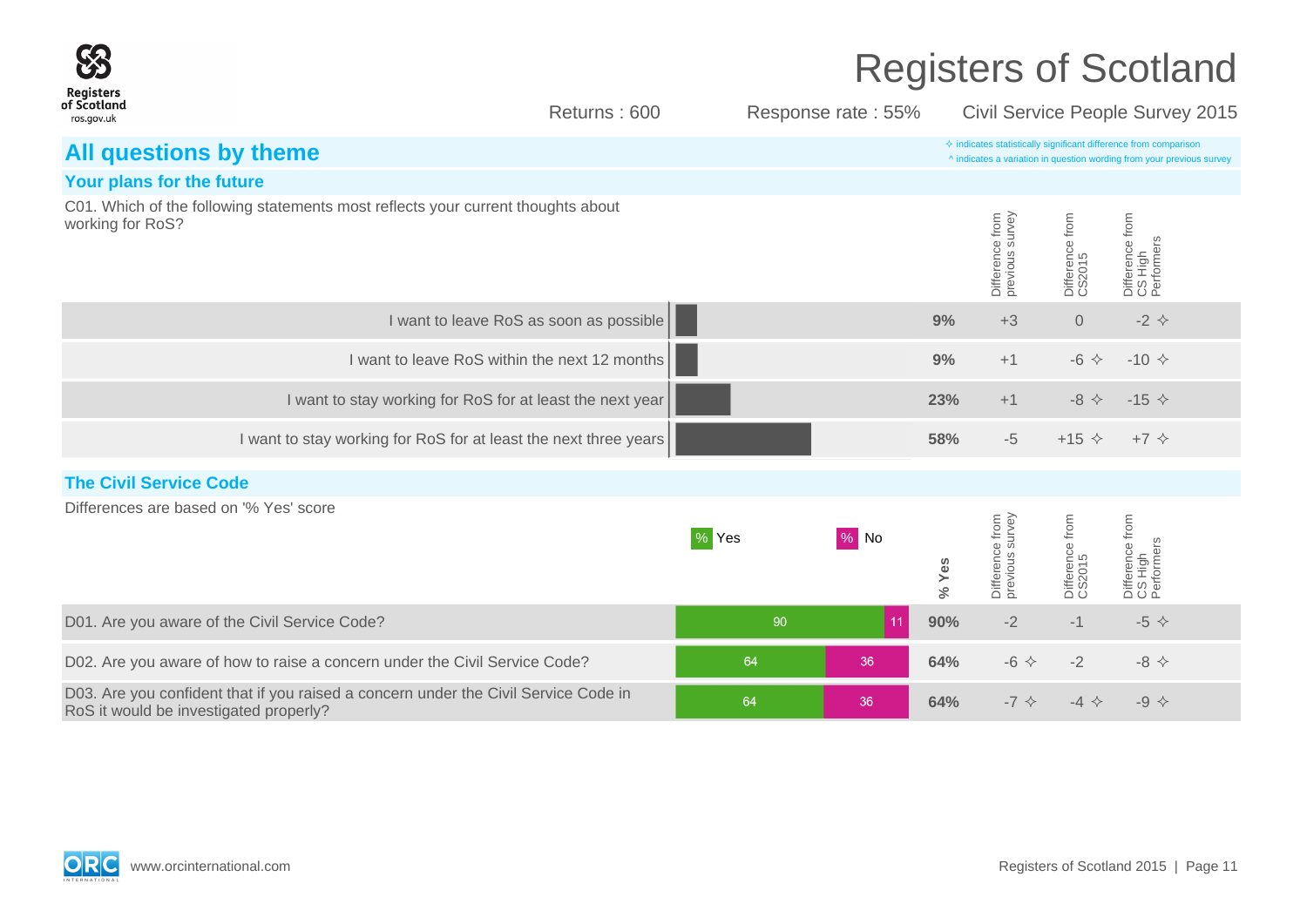# Registers of Scotland

Returns : 600 | Response rate : 55% | Civil Service People Survey 2015

## All questions by theme

✧ indicates statistically significant difference from comparison
^ indicates a variation in question wording from your previous survey

### Your plans for the future

C01. Which of the following statements most reflects your current thoughts about working for RoS?

| Statement | % | Difference from previous survey | Difference from CS2015 | Difference from CS High Performers |
|---|---|---|---|---|
| I want to leave RoS as soon as possible | 9% | +3 | 0 | -2 ✧ |
| I want to leave RoS within the next 12 months | 9% | +1 | -6 ✧ | -10 ✧ |
| I want to stay working for RoS for at least the next year | 23% | +1 | -8 ✧ | -15 ✧ |
| I want to stay working for RoS for at least the next three years | 58% | -5 | +15 ✧ | +7 ✧ |

### The Civil Service Code

Differences are based on '% Yes' score

| Question | % Yes | % No | % Yes | Difference from previous survey | Difference from CS2015 | Difference from CS High Performers |
|---|---|---|---|---|---|---|
| D01. Are you aware of the Civil Service Code? | 90 | 11 | 90% | -2 | -1 | -5 ✧ |
| D02. Are you aware of how to raise a concern under the Civil Service Code? | 64 | 36 | 64% | -6 ✧ | -2 | -8 ✧ |
| D03. Are you confident that if you raised a concern under the Civil Service Code in RoS it would be investigated properly? | 64 | 36 | 64% | -7 ✧ | -4 ✧ | -9 ✧ |

www.orcinternational.com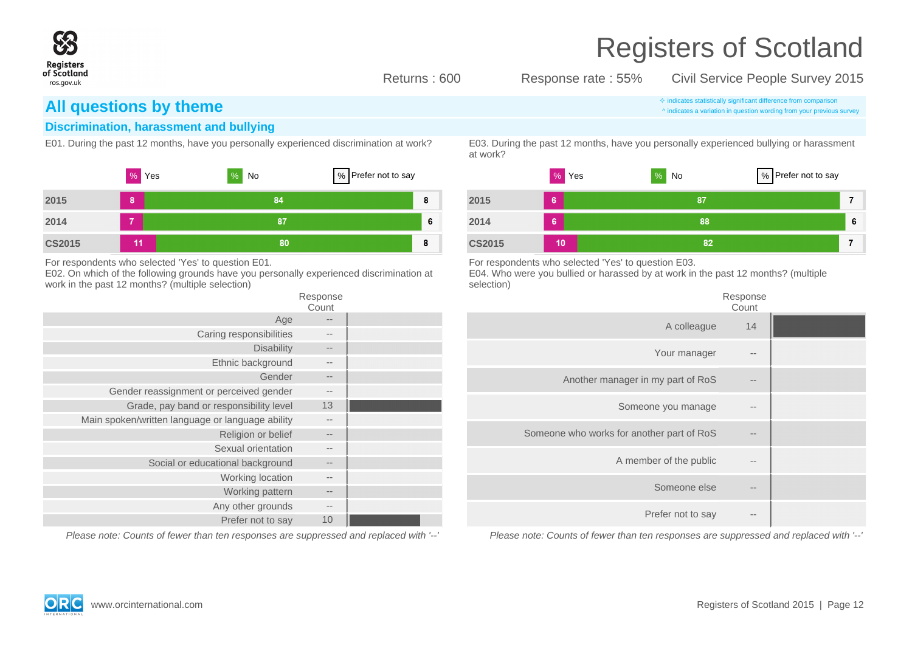# Registers of Scotland

Returns : 600 Response rate : 55% Civil Service People Survey 2015

## All questions by theme

✧ indicates statistically significant difference from comparison
^ indicates a variation in question wording from your previous survey

### Discrimination, harassment and bullying

E01. During the past 12 months, have you personally experienced discrimination at work?

| | % Yes | % No | % Prefer not to say |
|---|---|---|---|
| 2015 | 8 | 84 | 8 |
| 2014 | 7 | 87 | 6 |
| CS2015 | 11 | 80 | 8 |

For respondents who selected 'Yes' to question E01.
E02. On which of the following grounds have you personally experienced discrimination at work in the past 12 months? (multiple selection)

| | Response Count |
|---|---|
| Age | -- |
| Caring responsibilities | -- |
| Disability | -- |
| Ethnic background | -- |
| Gender | -- |
| Gender reassignment or perceived gender | -- |
| Grade, pay band or responsibility level | 13 |
| Main spoken/written language or language ability | -- |
| Religion or belief | -- |
| Sexual orientation | -- |
| Social or educational background | -- |
| Working location | -- |
| Working pattern | -- |
| Any other grounds | -- |
| Prefer not to say | 10 |

*Please note: Counts of fewer than ten responses are suppressed and replaced with '--'*

E03. During the past 12 months, have you personally experienced bullying or harassment at work?

| | % Yes | % No | % Prefer not to say |
|---|---|---|---|
| 2015 | 6 | 87 | 7 |
| 2014 | 6 | 88 | 6 |
| CS2015 | 10 | 82 | 7 |

For respondents who selected 'Yes' to question E03.
E04. Who were you bullied or harassed by at work in the past 12 months? (multiple selection)

| | Response Count |
|---|---|
| A colleague | 14 |
| Your manager | -- |
| Another manager in my part of RoS | -- |
| Someone you manage | -- |
| Someone who works for another part of RoS | -- |
| A member of the public | -- |
| Someone else | -- |
| Prefer not to say | -- |

*Please note: Counts of fewer than ten responses are suppressed and replaced with '--'*

www.orcinternational.com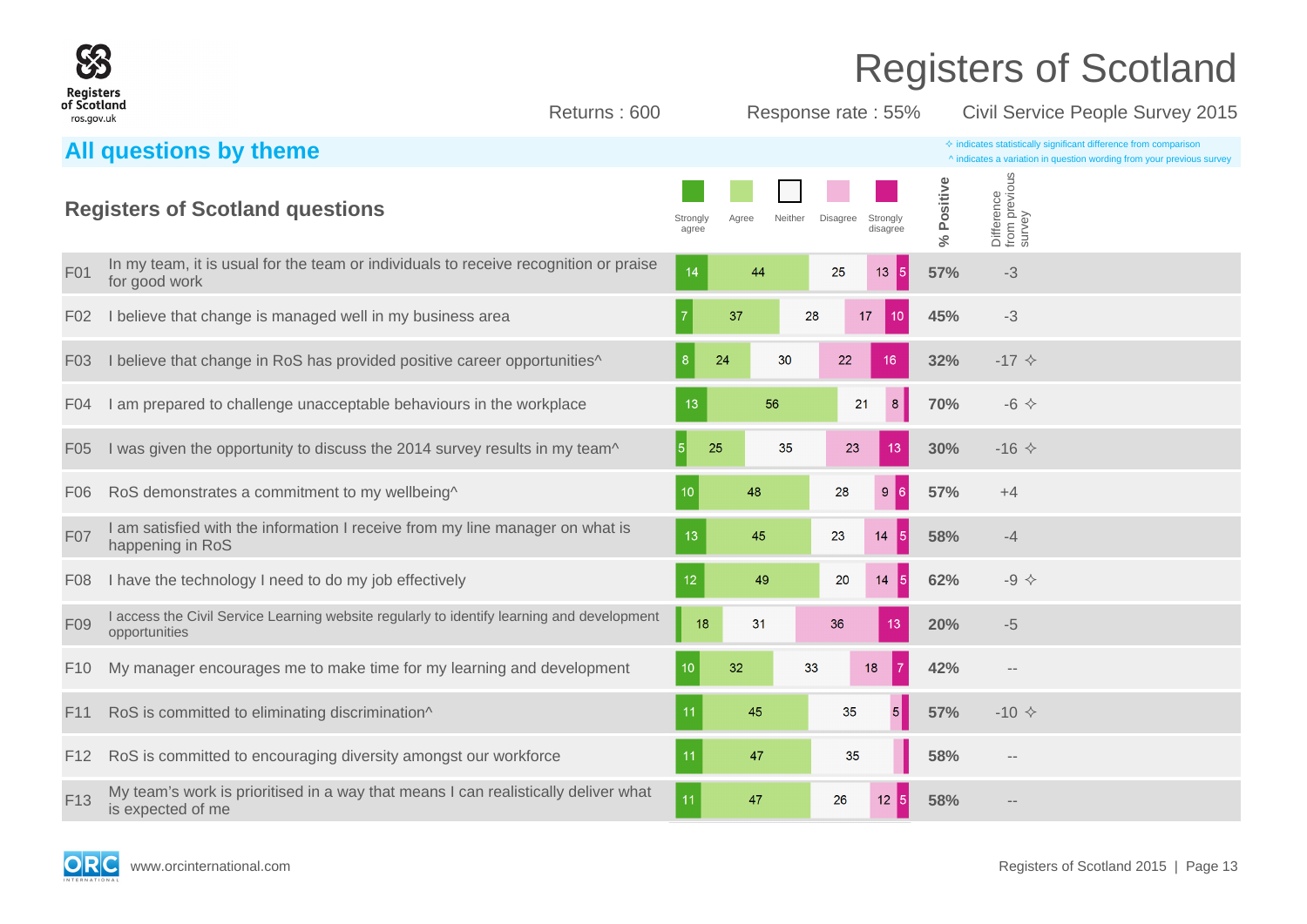# Registers of Scotland

Returns : 600 | Response rate : 55% | Civil Service People Survey 2015

## All questions by theme

✧ indicates statistically significant difference from comparison
^ indicates a variation in question wording from your previous survey

### Registers of Scotland questions

| | Question | Strongly agree | Agree | Neither | Disagree | Strongly disagree | % Positive | Difference from previous survey |
|---|---|---|---|---|---|---|---|---|
| F01 | In my team, it is usual for the team or individuals to receive recognition or praise for good work | 14 | 44 | 25 | 13 | 5 | 57% | -3 |
| F02 | I believe that change is managed well in my business area | 7 | 37 | 28 | 17 | 10 | 45% | -3 |
| F03 | I believe that change in RoS has provided positive career opportunities^ | 8 | 24 | 30 | 22 | 16 | 32% | -17 ✧ |
| F04 | I am prepared to challenge unacceptable behaviours in the workplace | 13 | 56 | 21 | 8 | | 70% | -6 ✧ |
| F05 | I was given the opportunity to discuss the 2014 survey results in my team^ | 5 | 25 | 35 | 23 | 13 | 30% | -16 ✧ |
| F06 | RoS demonstrates a commitment to my wellbeing^ | 10 | 48 | 28 | 9 | 6 | 57% | +4 |
| F07 | I am satisfied with the information I receive from my line manager on what is happening in RoS | 13 | 45 | 23 | 14 | 5 | 58% | -4 |
| F08 | I have the technology I need to do my job effectively | 12 | 49 | 20 | 14 | 5 | 62% | -9 ✧ |
| F09 | I access the Civil Service Learning website regularly to identify learning and development opportunities | | 18 | 31 | 36 | 13 | 20% | -5 |
| F10 | My manager encourages me to make time for my learning and development | 10 | 32 | 33 | 18 | 7 | 42% | -- |
| F11 | RoS is committed to eliminating discrimination^ | 11 | 45 | 35 | 5 | | 57% | -10 ✧ |
| F12 | RoS is committed to encouraging diversity amongst our workforce | 11 | 47 | 35 | | | 58% | -- |
| F13 | My team's work is prioritised in a way that means I can realistically deliver what is expected of me | 11 | 47 | 26 | 12 | 5 | 58% | -- |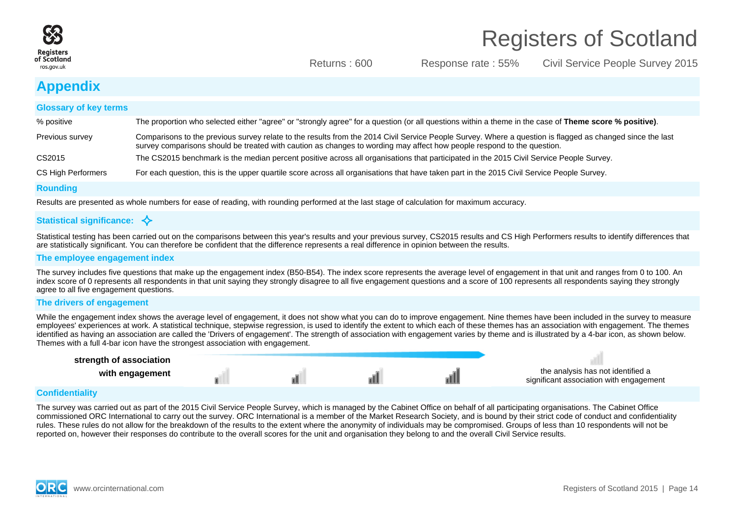# Registers of Scotland

Returns : 600 Response rate : 55% Civil Service People Survey 2015

## Appendix

### Glossary of key terms

| | |
|---|---|
| % positive | The proportion who selected either "agree" or "strongly agree" for a question (or all questions within a theme in the case of **Theme score % positive)**. |
| Previous survey | Comparisons to the previous survey relate to the results from the 2014 Civil Service People Survey. Where a question is flagged as changed since the last survey comparisons should be treated with caution as changes to wording may affect how people respond to the question. |
| CS2015 | The CS2015 benchmark is the median percent positive across all organisations that participated in the 2015 Civil Service People Survey. |
| CS High Performers | For each question, this is the upper quartile score across all organisations that have taken part in the 2015 Civil Service People Survey. |

### Rounding

Results are presented as whole numbers for ease of reading, with rounding performed at the last stage of calculation for maximum accuracy.

### Statistical significance:

Statistical testing has been carried out on the comparisons between this year's results and your previous survey, CS2015 results and CS High Performers results to identify differences that are statistically significant. You can therefore be confident that the difference represents a real difference in opinion between the results.

### The employee engagement index

The survey includes five questions that make up the engagement index (B50-B54). The index score represents the average level of engagement in that unit and ranges from 0 to 100. An index score of 0 represents all respondents in that unit saying they strongly disagree to all five engagement questions and a score of 100 represents all respondents saying they strongly agree to all five engagement questions.

### The drivers of engagement

While the engagement index shows the average level of engagement, it does not show what you can do to improve engagement. Nine themes have been included in the survey to measure employees' experiences at work. A statistical technique, stepwise regression, is used to identify the extent to which each of these themes has an association with engagement. The themes identified as having an association are called the 'Drivers of engagement'. The strength of association with engagement varies by theme and is illustrated by a 4-bar icon, as shown below. Themes with a full 4-bar icon have the strongest association with engagement.

**strength of association with engagement**

the analysis has not identified a significant association with engagement

### Confidentiality

The survey was carried out as part of the 2015 Civil Service People Survey, which is managed by the Cabinet Office on behalf of all participating organisations. The Cabinet Office commissioned ORC International to carry out the survey. ORC International is a member of the Market Research Society, and is bound by their strict code of conduct and confidentiality rules. These rules do not allow for the breakdown of the results to the extent where the anonymity of individuals may be compromised. Groups of less than 10 respondents will not be reported on, however their responses do contribute to the overall scores for the unit and organisation they belong to and the overall Civil Service results.